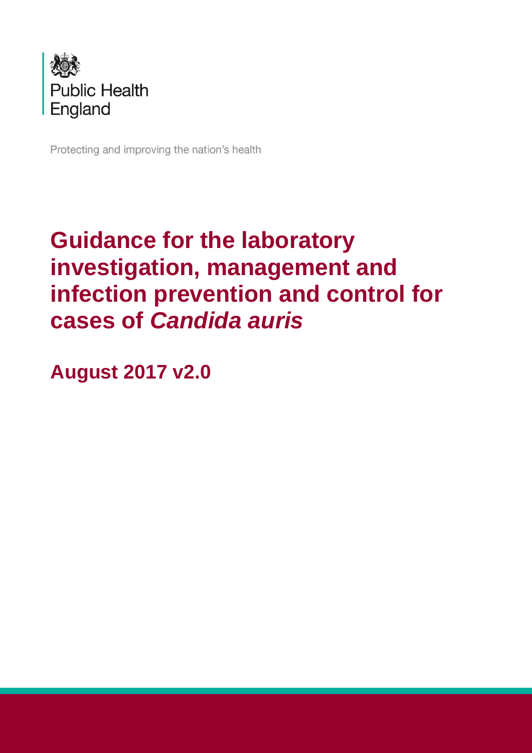Public Health England

Protecting and improving the nation's health

# Guidance for the laboratory investigation, management and infection prevention and control for cases of *Candida auris*

## August 2017 v2.0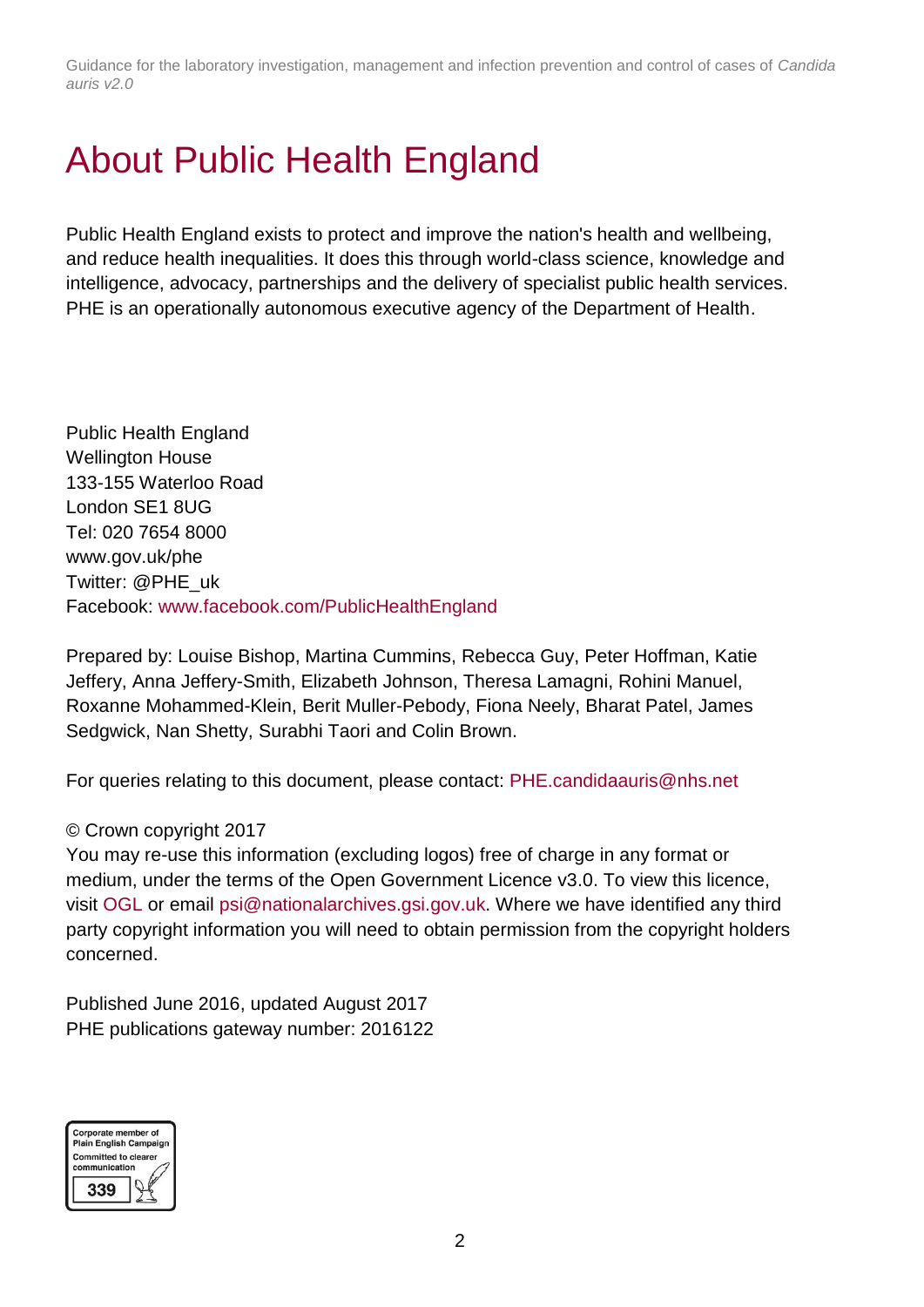# About Public Health England

Public Health England exists to protect and improve the nation's health and wellbeing, and reduce health inequalities. It does this through world-class science, knowledge and intelligence, advocacy, partnerships and the delivery of specialist public health services. PHE is an operationally autonomous executive agency of the Department of Health.

Public Health England
Wellington House
133-155 Waterloo Road
London SE1 8UG
Tel: 020 7654 8000
www.gov.uk/phe
Twitter: @PHE_uk
Facebook: www.facebook.com/PublicHealthEngland

Prepared by: Louise Bishop, Martina Cummins, Rebecca Guy, Peter Hoffman, Katie Jeffery, Anna Jeffery-Smith, Elizabeth Johnson, Theresa Lamagni, Rohini Manuel, Roxanne Mohammed-Klein, Berit Muller-Pebody, Fiona Neely, Bharat Patel, James Sedgwick, Nan Shetty, Surabhi Taori and Colin Brown.

For queries relating to this document, please contact: PHE.candidaauris@nhs.net

© Crown copyright 2017
You may re-use this information (excluding logos) free of charge in any format or medium, under the terms of the Open Government Licence v3.0. To view this licence, visit OGL or email psi@nationalarchives.gsi.gov.uk. Where we have identified any third party copyright information you will need to obtain permission from the copyright holders concerned.

Published June 2016, updated August 2017
PHE publications gateway number: 2016122

Corporate member of Plain English Campaign
Committed to clearer communication
339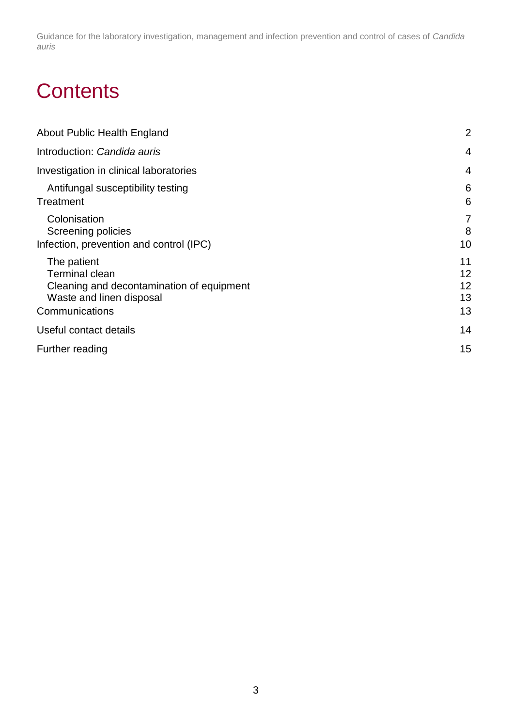# Contents

About Public Health England 2

Introduction: *Candida auris* 4

Investigation in clinical laboratories 4

- Antifungal susceptibility testing 6

Treatment 6

- Colonisation 7
- Screening policies 8

Infection, prevention and control (IPC) 10

- The patient 11
- Terminal clean 12
- Cleaning and decontamination of equipment 12
- Waste and linen disposal 13

Communications 13

Useful contact details 14

Further reading 15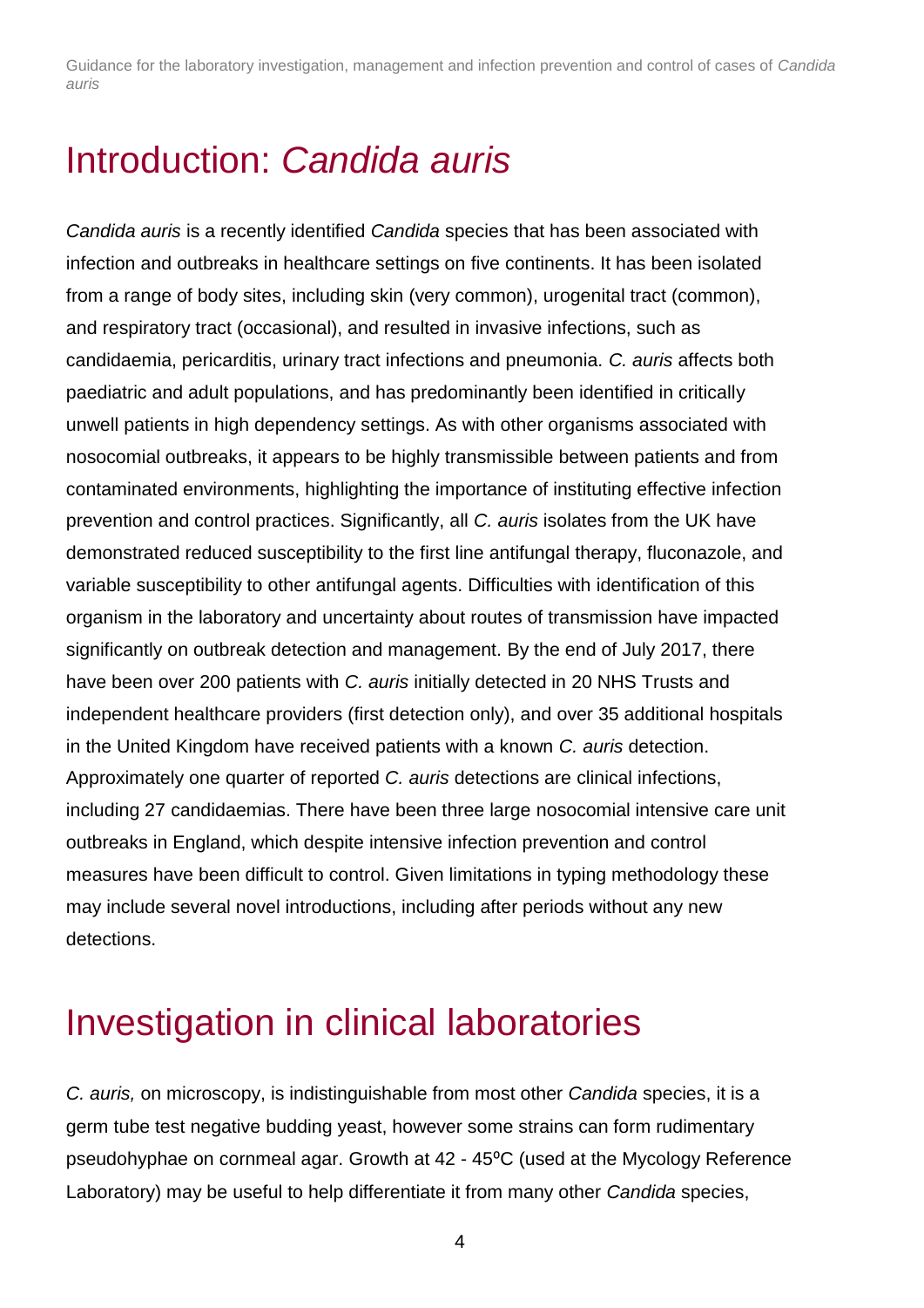# Introduction: *Candida auris*

*Candida auris* is a recently identified *Candida* species that has been associated with infection and outbreaks in healthcare settings on five continents. It has been isolated from a range of body sites, including skin (very common), urogenital tract (common), and respiratory tract (occasional), and resulted in invasive infections, such as candidaemia, pericarditis, urinary tract infections and pneumonia. *C. auris* affects both paediatric and adult populations, and has predominantly been identified in critically unwell patients in high dependency settings. As with other organisms associated with nosocomial outbreaks, it appears to be highly transmissible between patients and from contaminated environments, highlighting the importance of instituting effective infection prevention and control practices. Significantly, all *C. auris* isolates from the UK have demonstrated reduced susceptibility to the first line antifungal therapy, fluconazole, and variable susceptibility to other antifungal agents. Difficulties with identification of this organism in the laboratory and uncertainty about routes of transmission have impacted significantly on outbreak detection and management. By the end of July 2017, there have been over 200 patients with *C. auris* initially detected in 20 NHS Trusts and independent healthcare providers (first detection only), and over 35 additional hospitals in the United Kingdom have received patients with a known *C. auris* detection. Approximately one quarter of reported *C. auris* detections are clinical infections, including 27 candidaemias. There have been three large nosocomial intensive care unit outbreaks in England, which despite intensive infection prevention and control measures have been difficult to control. Given limitations in typing methodology these may include several novel introductions, including after periods without any new detections.

# Investigation in clinical laboratories

*C. auris,* on microscopy, is indistinguishable from most other *Candida* species, it is a germ tube test negative budding yeast, however some strains can form rudimentary pseudohyphae on cornmeal agar. Growth at 42 - 45ºC (used at the Mycology Reference Laboratory) may be useful to help differentiate it from many other *Candida* species,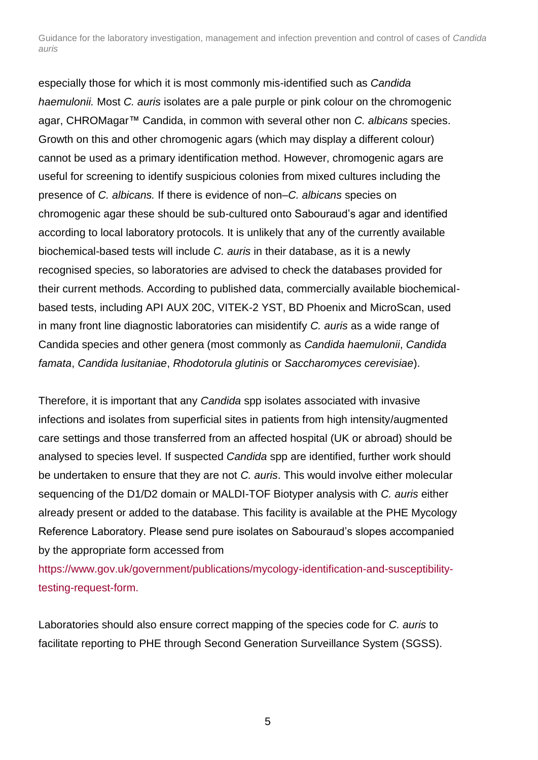especially those for which it is most commonly mis-identified such as *Candida haemulonii.* Most *C. auris* isolates are a pale purple or pink colour on the chromogenic agar, CHROMagar™ Candida, in common with several other non *C. albicans* species. Growth on this and other chromogenic agars (which may display a different colour) cannot be used as a primary identification method. However, chromogenic agars are useful for screening to identify suspicious colonies from mixed cultures including the presence of *C. albicans.* If there is evidence of non–*C. albicans* species on chromogenic agar these should be sub-cultured onto Sabouraud's agar and identified according to local laboratory protocols. It is unlikely that any of the currently available biochemical-based tests will include *C. auris* in their database, as it is a newly recognised species, so laboratories are advised to check the databases provided for their current methods. According to published data, commercially available biochemical-based tests, including API AUX 20C, VITEK-2 YST, BD Phoenix and MicroScan, used in many front line diagnostic laboratories can misidentify *C. auris* as a wide range of Candida species and other genera (most commonly as *Candida haemulonii*, *Candida famata*, *Candida lusitaniae*, *Rhodotorula glutinis* or *Saccharomyces cerevisiae*).

Therefore, it is important that any *Candida* spp isolates associated with invasive infections and isolates from superficial sites in patients from high intensity/augmented care settings and those transferred from an affected hospital (UK or abroad) should be analysed to species level. If suspected *Candida* spp are identified, further work should be undertaken to ensure that they are not *C. auris*. This would involve either molecular sequencing of the D1/D2 domain or MALDI-TOF Biotyper analysis with *C. auris* either already present or added to the database. This facility is available at the PHE Mycology Reference Laboratory. Please send pure isolates on Sabouraud's slopes accompanied by the appropriate form accessed from https://www.gov.uk/government/publications/mycology-identification-and-susceptibility-testing-request-form.

Laboratories should also ensure correct mapping of the species code for *C. auris* to facilitate reporting to PHE through Second Generation Surveillance System (SGSS).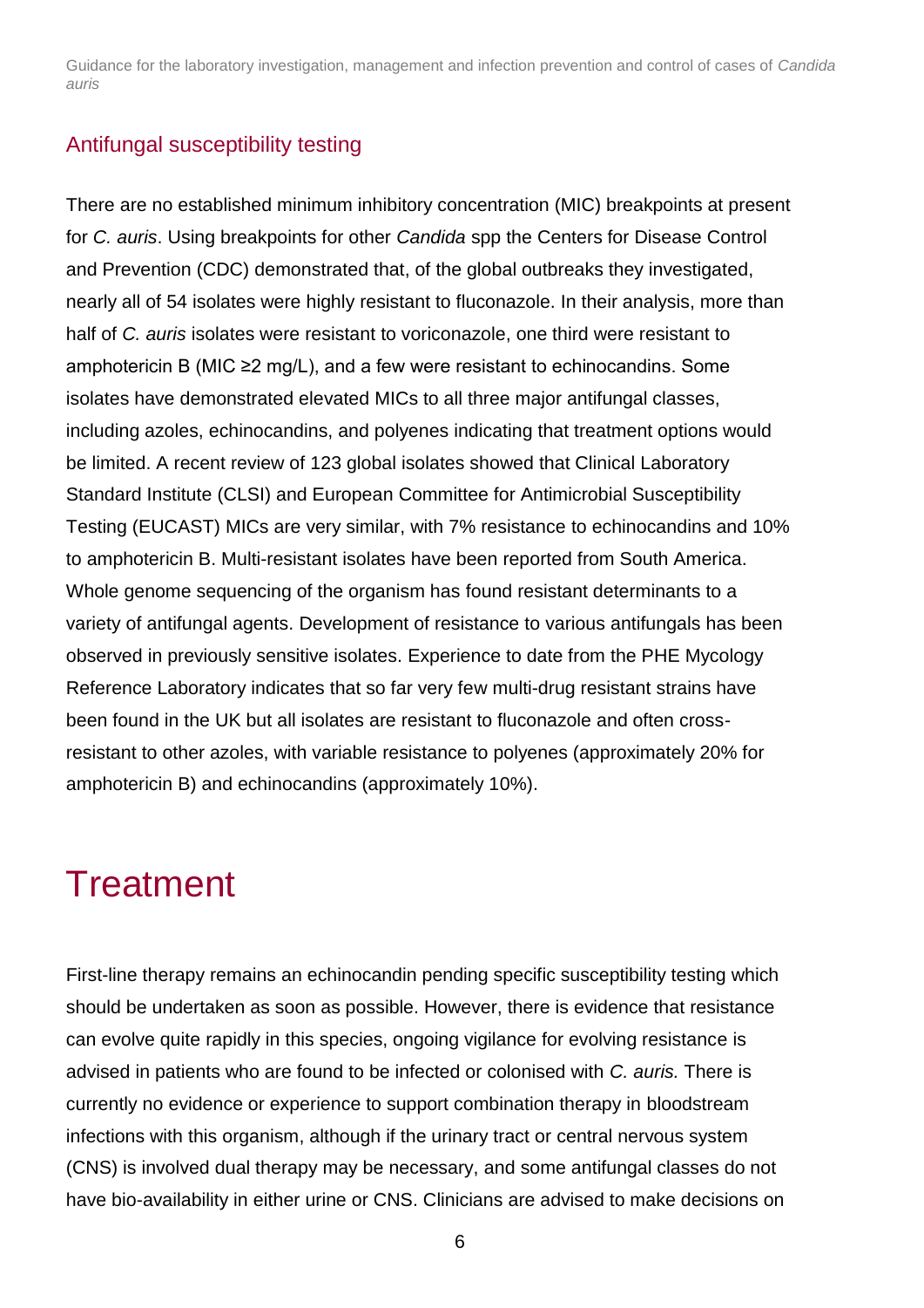## Antifungal susceptibility testing

There are no established minimum inhibitory concentration (MIC) breakpoints at present for *C. auris*. Using breakpoints for other *Candida* spp the Centers for Disease Control and Prevention (CDC) demonstrated that, of the global outbreaks they investigated, nearly all of 54 isolates were highly resistant to fluconazole. In their analysis, more than half of *C. auris* isolates were resistant to voriconazole, one third were resistant to amphotericin B (MIC ≥2 mg/L), and a few were resistant to echinocandins. Some isolates have demonstrated elevated MICs to all three major antifungal classes, including azoles, echinocandins, and polyenes indicating that treatment options would be limited. A recent review of 123 global isolates showed that Clinical Laboratory Standard Institute (CLSI) and European Committee for Antimicrobial Susceptibility Testing (EUCAST) MICs are very similar, with 7% resistance to echinocandins and 10% to amphotericin B. Multi-resistant isolates have been reported from South America. Whole genome sequencing of the organism has found resistant determinants to a variety of antifungal agents. Development of resistance to various antifungals has been observed in previously sensitive isolates. Experience to date from the PHE Mycology Reference Laboratory indicates that so far very few multi-drug resistant strains have been found in the UK but all isolates are resistant to fluconazole and often cross-resistant to other azoles, with variable resistance to polyenes (approximately 20% for amphotericin B) and echinocandins (approximately 10%).

# Treatment

First-line therapy remains an echinocandin pending specific susceptibility testing which should be undertaken as soon as possible. However, there is evidence that resistance can evolve quite rapidly in this species, ongoing vigilance for evolving resistance is advised in patients who are found to be infected or colonised with *C. auris.* There is currently no evidence or experience to support combination therapy in bloodstream infections with this organism, although if the urinary tract or central nervous system (CNS) is involved dual therapy may be necessary, and some antifungal classes do not have bio-availability in either urine or CNS. Clinicians are advised to make decisions on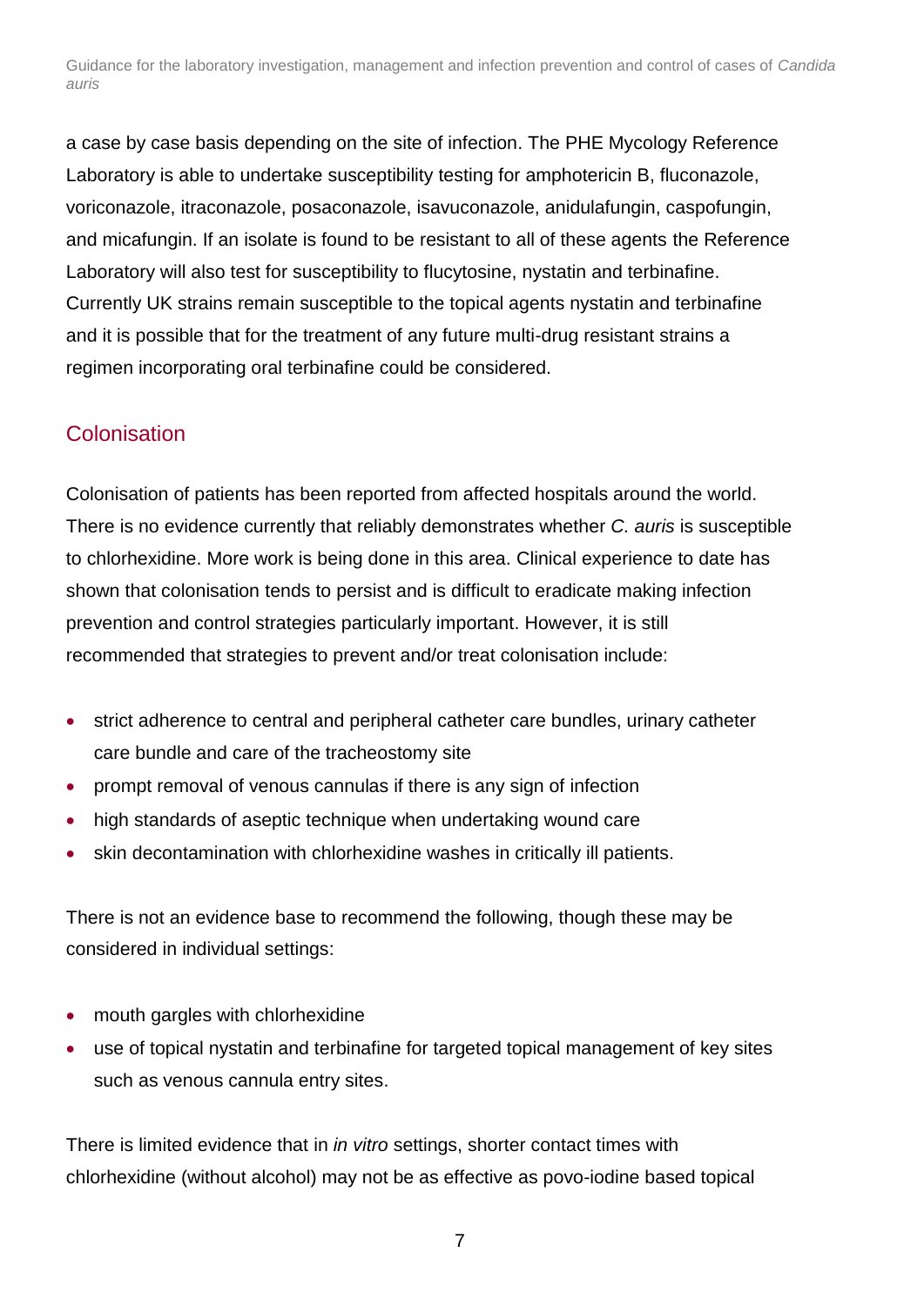a case by case basis depending on the site of infection. The PHE Mycology Reference Laboratory is able to undertake susceptibility testing for amphotericin B, fluconazole, voriconazole, itraconazole, posaconazole, isavuconazole, anidulafungin, caspofungin, and micafungin. If an isolate is found to be resistant to all of these agents the Reference Laboratory will also test for susceptibility to flucytosine, nystatin and terbinafine. Currently UK strains remain susceptible to the topical agents nystatin and terbinafine and it is possible that for the treatment of any future multi-drug resistant strains a regimen incorporating oral terbinafine could be considered.

## Colonisation

Colonisation of patients has been reported from affected hospitals around the world. There is no evidence currently that reliably demonstrates whether *C. auris* is susceptible to chlorhexidine. More work is being done in this area. Clinical experience to date has shown that colonisation tends to persist and is difficult to eradicate making infection prevention and control strategies particularly important. However, it is still recommended that strategies to prevent and/or treat colonisation include:

- strict adherence to central and peripheral catheter care bundles, urinary catheter care bundle and care of the tracheostomy site
- prompt removal of venous cannulas if there is any sign of infection
- high standards of aseptic technique when undertaking wound care
- skin decontamination with chlorhexidine washes in critically ill patients.

There is not an evidence base to recommend the following, though these may be considered in individual settings:

- mouth gargles with chlorhexidine
- use of topical nystatin and terbinafine for targeted topical management of key sites such as venous cannula entry sites.

There is limited evidence that in *in vitro* settings, shorter contact times with chlorhexidine (without alcohol) may not be as effective as povo-iodine based topical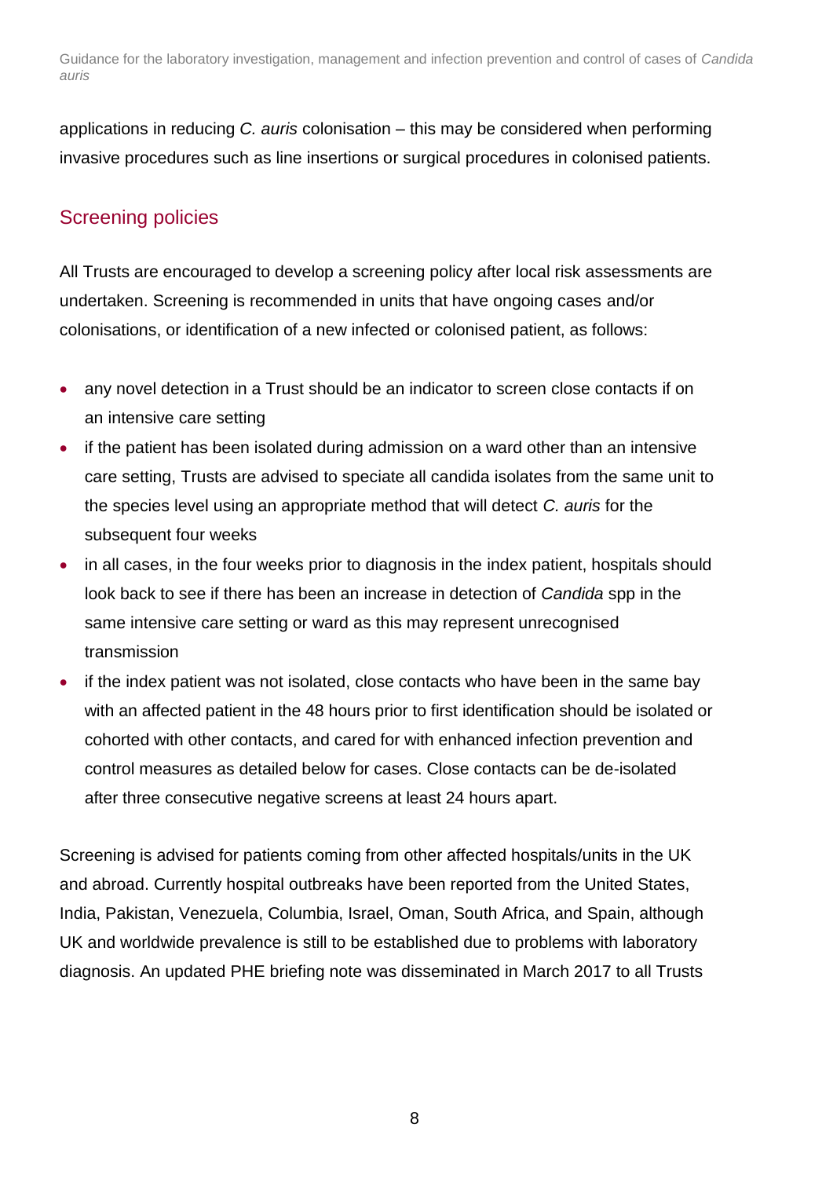applications in reducing *C. auris* colonisation – this may be considered when performing invasive procedures such as line insertions or surgical procedures in colonised patients.

## Screening policies

All Trusts are encouraged to develop a screening policy after local risk assessments are undertaken. Screening is recommended in units that have ongoing cases and/or colonisations, or identification of a new infected or colonised patient, as follows:

- any novel detection in a Trust should be an indicator to screen close contacts if on an intensive care setting
- if the patient has been isolated during admission on a ward other than an intensive care setting, Trusts are advised to speciate all candida isolates from the same unit to the species level using an appropriate method that will detect *C. auris* for the subsequent four weeks
- in all cases, in the four weeks prior to diagnosis in the index patient, hospitals should look back to see if there has been an increase in detection of *Candida* spp in the same intensive care setting or ward as this may represent unrecognised transmission
- if the index patient was not isolated, close contacts who have been in the same bay with an affected patient in the 48 hours prior to first identification should be isolated or cohorted with other contacts, and cared for with enhanced infection prevention and control measures as detailed below for cases. Close contacts can be de-isolated after three consecutive negative screens at least 24 hours apart.

Screening is advised for patients coming from other affected hospitals/units in the UK and abroad. Currently hospital outbreaks have been reported from the United States, India, Pakistan, Venezuela, Columbia, Israel, Oman, South Africa, and Spain, although UK and worldwide prevalence is still to be established due to problems with laboratory diagnosis. An updated PHE briefing note was disseminated in March 2017 to all Trusts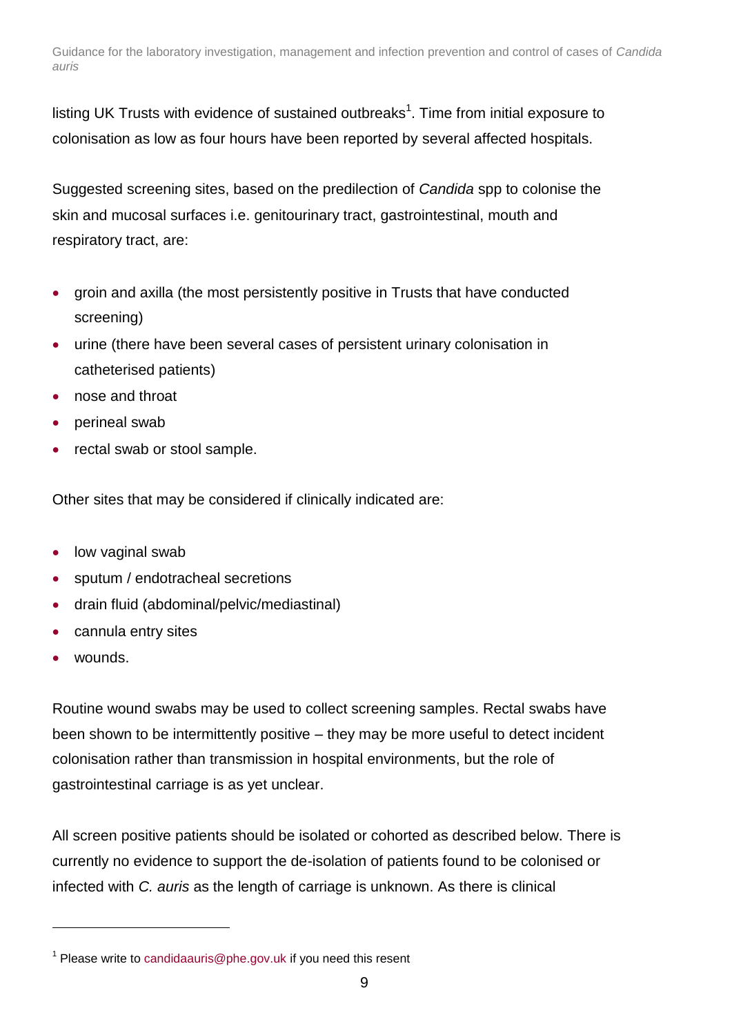listing UK Trusts with evidence of sustained outbreaks[1]. Time from initial exposure to colonisation as low as four hours have been reported by several affected hospitals.

Suggested screening sites, based on the predilection of *Candida* spp to colonise the skin and mucosal surfaces i.e. genitourinary tract, gastrointestinal, mouth and respiratory tract, are:

- groin and axilla (the most persistently positive in Trusts that have conducted screening)
- urine (there have been several cases of persistent urinary colonisation in catheterised patients)
- nose and throat
- perineal swab
- rectal swab or stool sample.

Other sites that may be considered if clinically indicated are:

- low vaginal swab
- sputum / endotracheal secretions
- drain fluid (abdominal/pelvic/mediastinal)
- cannula entry sites
- wounds.

Routine wound swabs may be used to collect screening samples. Rectal swabs have been shown to be intermittently positive – they may be more useful to detect incident colonisation rather than transmission in hospital environments, but the role of gastrointestinal carriage is as yet unclear.

All screen positive patients should be isolated or cohorted as described below. There is currently no evidence to support the de-isolation of patients found to be colonised or infected with *C. auris* as the length of carriage is unknown. As there is clinical

[1] Please write to candidaauris@phe.gov.uk if you need this resent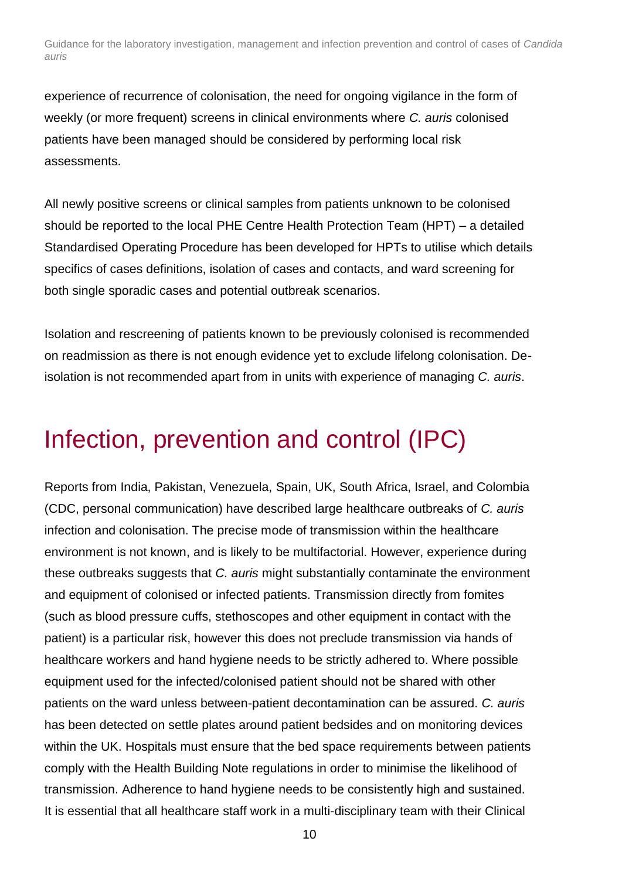experience of recurrence of colonisation, the need for ongoing vigilance in the form of weekly (or more frequent) screens in clinical environments where *C. auris* colonised patients have been managed should be considered by performing local risk assessments.

All newly positive screens or clinical samples from patients unknown to be colonised should be reported to the local PHE Centre Health Protection Team (HPT) – a detailed Standardised Operating Procedure has been developed for HPTs to utilise which details specifics of cases definitions, isolation of cases and contacts, and ward screening for both single sporadic cases and potential outbreak scenarios.

Isolation and rescreening of patients known to be previously colonised is recommended on readmission as there is not enough evidence yet to exclude lifelong colonisation. De-isolation is not recommended apart from in units with experience of managing *C. auris*.

# Infection, prevention and control (IPC)

Reports from India, Pakistan, Venezuela, Spain, UK, South Africa, Israel, and Colombia (CDC, personal communication) have described large healthcare outbreaks of *C. auris* infection and colonisation. The precise mode of transmission within the healthcare environment is not known, and is likely to be multifactorial. However, experience during these outbreaks suggests that *C. auris* might substantially contaminate the environment and equipment of colonised or infected patients. Transmission directly from fomites (such as blood pressure cuffs, stethoscopes and other equipment in contact with the patient) is a particular risk, however this does not preclude transmission via hands of healthcare workers and hand hygiene needs to be strictly adhered to. Where possible equipment used for the infected/colonised patient should not be shared with other patients on the ward unless between-patient decontamination can be assured. *C. auris* has been detected on settle plates around patient bedsides and on monitoring devices within the UK. Hospitals must ensure that the bed space requirements between patients comply with the Health Building Note regulations in order to minimise the likelihood of transmission. Adherence to hand hygiene needs to be consistently high and sustained. It is essential that all healthcare staff work in a multi-disciplinary team with their Clinical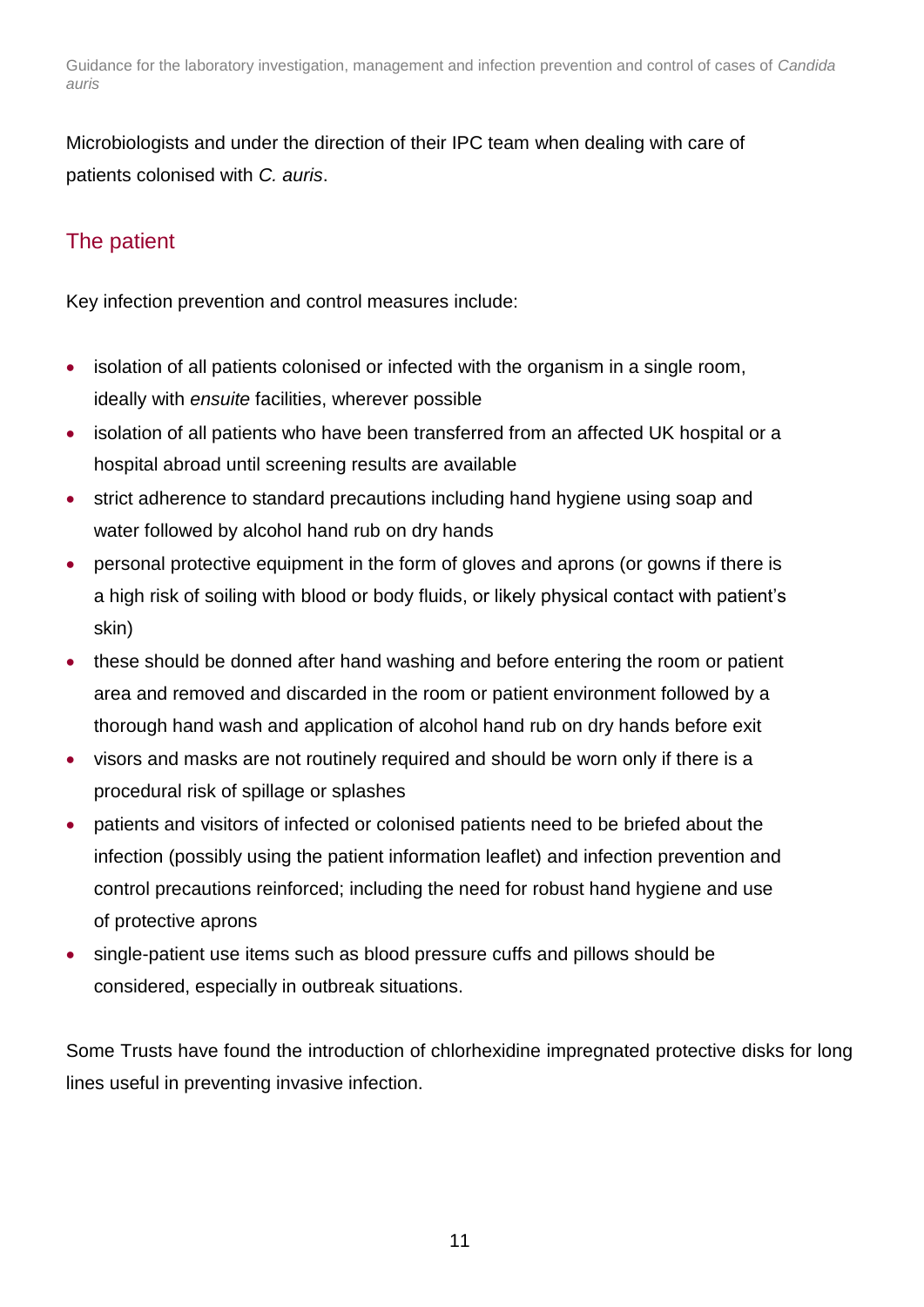Microbiologists and under the direction of their IPC team when dealing with care of patients colonised with *C. auris*.

## The patient

Key infection prevention and control measures include:

- isolation of all patients colonised or infected with the organism in a single room, ideally with *ensuite* facilities, wherever possible
- isolation of all patients who have been transferred from an affected UK hospital or a hospital abroad until screening results are available
- strict adherence to standard precautions including hand hygiene using soap and water followed by alcohol hand rub on dry hands
- personal protective equipment in the form of gloves and aprons (or gowns if there is a high risk of soiling with blood or body fluids, or likely physical contact with patient's skin)
- these should be donned after hand washing and before entering the room or patient area and removed and discarded in the room or patient environment followed by a thorough hand wash and application of alcohol hand rub on dry hands before exit
- visors and masks are not routinely required and should be worn only if there is a procedural risk of spillage or splashes
- patients and visitors of infected or colonised patients need to be briefed about the infection (possibly using the patient information leaflet) and infection prevention and control precautions reinforced; including the need for robust hand hygiene and use of protective aprons
- single-patient use items such as blood pressure cuffs and pillows should be considered, especially in outbreak situations.

Some Trusts have found the introduction of chlorhexidine impregnated protective disks for long lines useful in preventing invasive infection.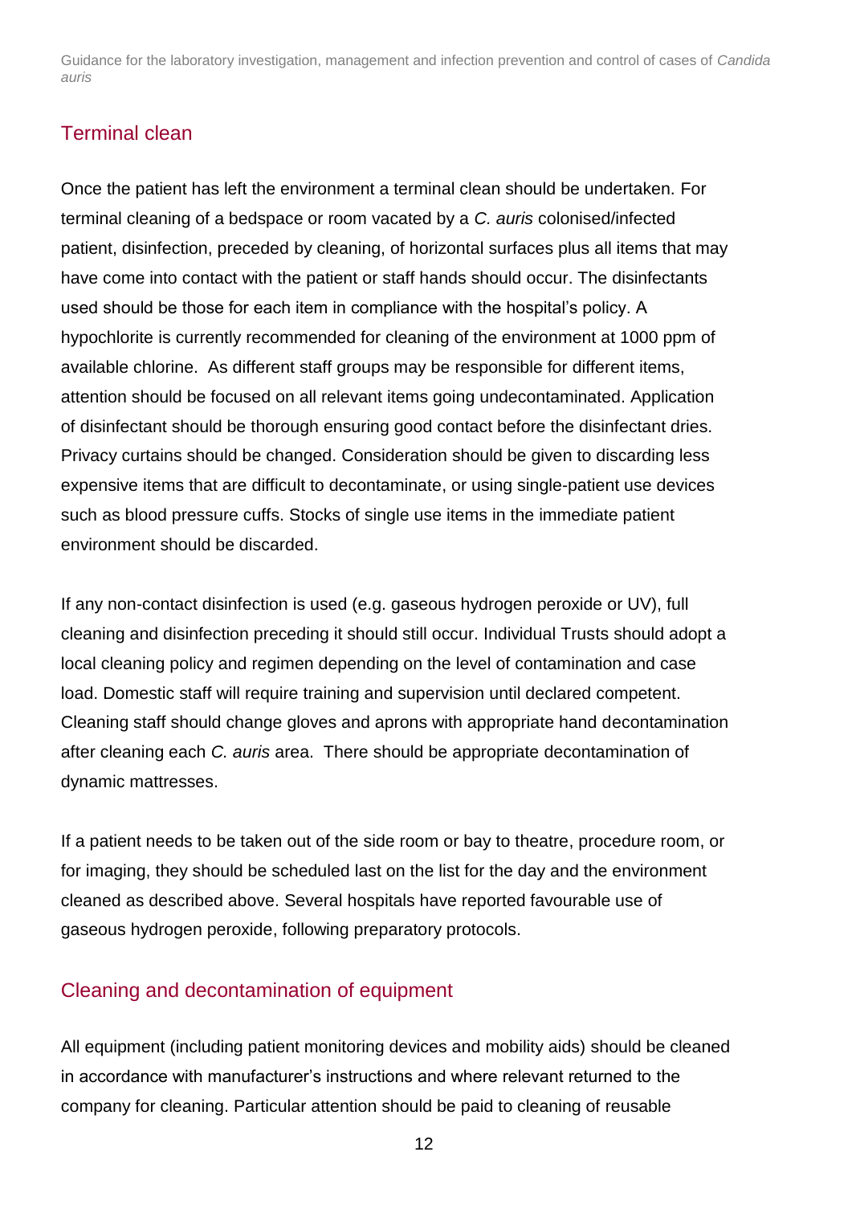## Terminal clean

Once the patient has left the environment a terminal clean should be undertaken. For terminal cleaning of a bedspace or room vacated by a *C. auris* colonised/infected patient, disinfection, preceded by cleaning, of horizontal surfaces plus all items that may have come into contact with the patient or staff hands should occur. The disinfectants used should be those for each item in compliance with the hospital's policy. A hypochlorite is currently recommended for cleaning of the environment at 1000 ppm of available chlorine. As different staff groups may be responsible for different items, attention should be focused on all relevant items going undecontaminated. Application of disinfectant should be thorough ensuring good contact before the disinfectant dries. Privacy curtains should be changed. Consideration should be given to discarding less expensive items that are difficult to decontaminate, or using single-patient use devices such as blood pressure cuffs. Stocks of single use items in the immediate patient environment should be discarded.

If any non-contact disinfection is used (e.g. gaseous hydrogen peroxide or UV), full cleaning and disinfection preceding it should still occur. Individual Trusts should adopt a local cleaning policy and regimen depending on the level of contamination and case load. Domestic staff will require training and supervision until declared competent. Cleaning staff should change gloves and aprons with appropriate hand decontamination after cleaning each *C. auris* area. There should be appropriate decontamination of dynamic mattresses.

If a patient needs to be taken out of the side room or bay to theatre, procedure room, or for imaging, they should be scheduled last on the list for the day and the environment cleaned as described above. Several hospitals have reported favourable use of gaseous hydrogen peroxide, following preparatory protocols.

## Cleaning and decontamination of equipment

All equipment (including patient monitoring devices and mobility aids) should be cleaned in accordance with manufacturer's instructions and where relevant returned to the company for cleaning. Particular attention should be paid to cleaning of reusable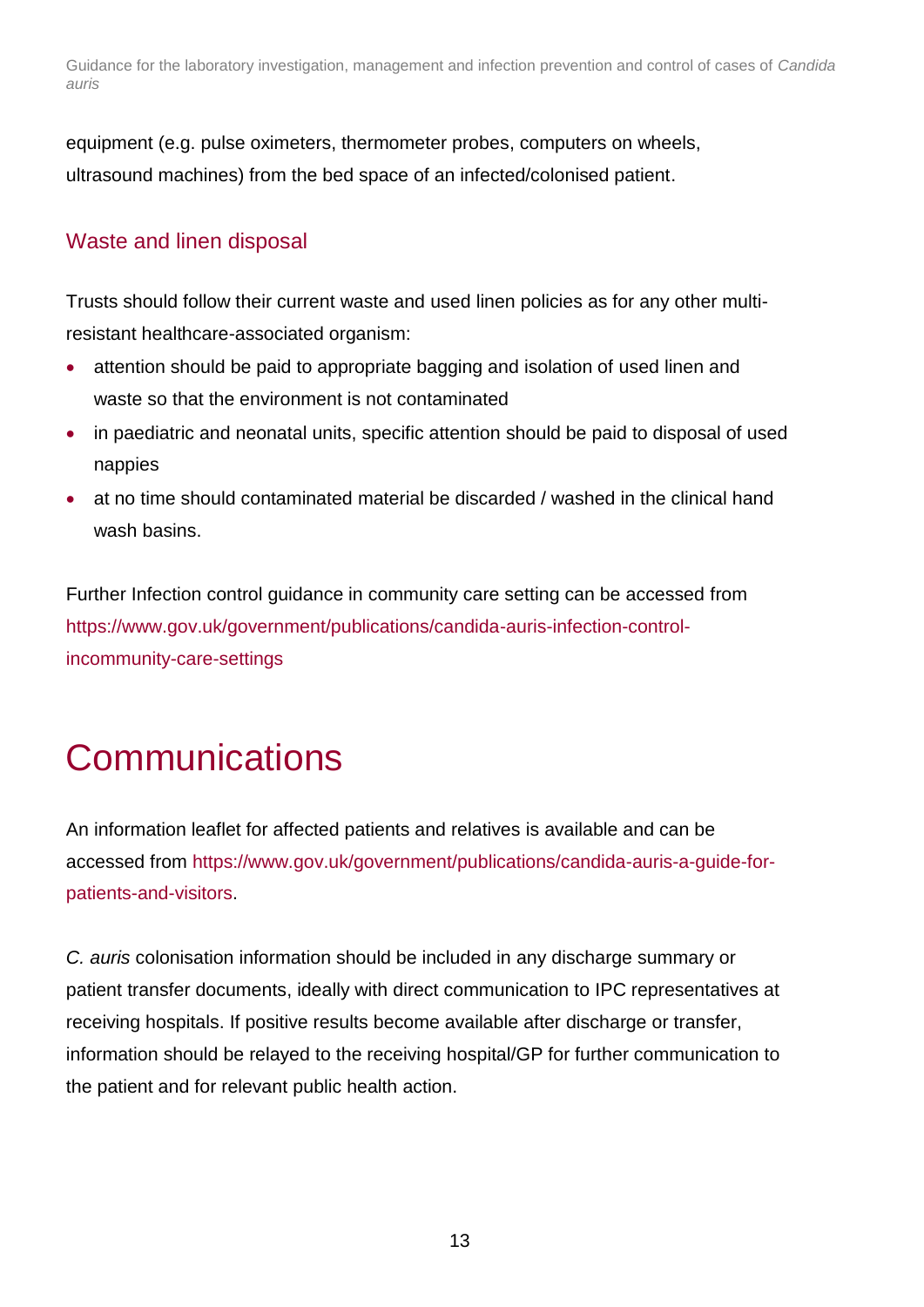equipment (e.g. pulse oximeters, thermometer probes, computers on wheels, ultrasound machines) from the bed space of an infected/colonised patient.

## Waste and linen disposal

Trusts should follow their current waste and used linen policies as for any other multi-resistant healthcare-associated organism:

- attention should be paid to appropriate bagging and isolation of used linen and waste so that the environment is not contaminated
- in paediatric and neonatal units, specific attention should be paid to disposal of used nappies
- at no time should contaminated material be discarded / washed in the clinical hand wash basins.

Further Infection control guidance in community care setting can be accessed from https://www.gov.uk/government/publications/candida-auris-infection-control-incommunity-care-settings

# Communications

An information leaflet for affected patients and relatives is available and can be accessed from https://www.gov.uk/government/publications/candida-auris-a-guide-for-patients-and-visitors.

*C. auris* colonisation information should be included in any discharge summary or patient transfer documents, ideally with direct communication to IPC representatives at receiving hospitals. If positive results become available after discharge or transfer, information should be relayed to the receiving hospital/GP for further communication to the patient and for relevant public health action.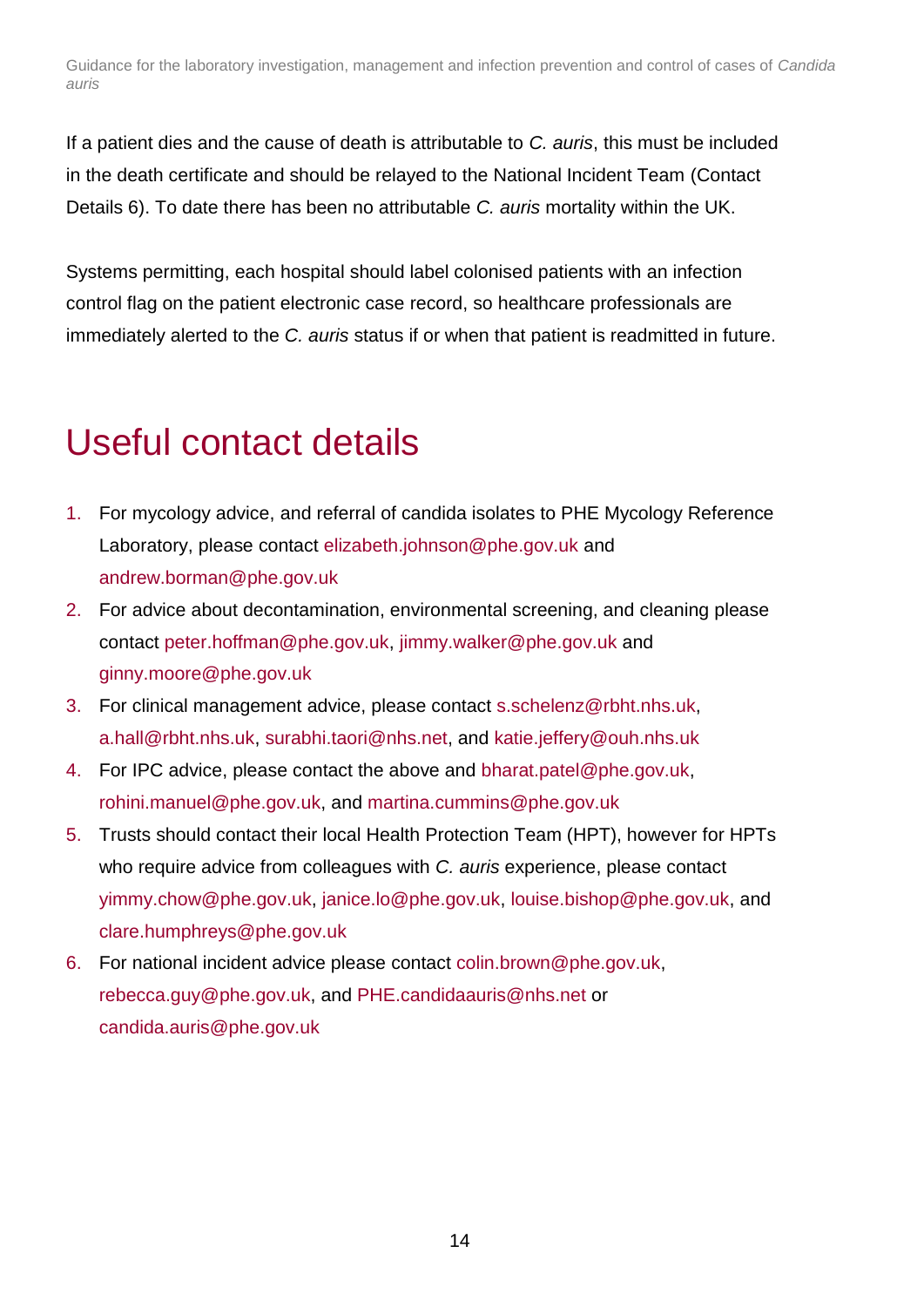If a patient dies and the cause of death is attributable to *C. auris*, this must be included in the death certificate and should be relayed to the National Incident Team (Contact Details 6). To date there has been no attributable *C. auris* mortality within the UK.

Systems permitting, each hospital should label colonised patients with an infection control flag on the patient electronic case record, so healthcare professionals are immediately alerted to the *C. auris* status if or when that patient is readmitted in future.

# Useful contact details

1. For mycology advice, and referral of candida isolates to PHE Mycology Reference Laboratory, please contact elizabeth.johnson@phe.gov.uk and andrew.borman@phe.gov.uk
2. For advice about decontamination, environmental screening, and cleaning please contact peter.hoffman@phe.gov.uk, jimmy.walker@phe.gov.uk and ginny.moore@phe.gov.uk
3. For clinical management advice, please contact s.schelenz@rbht.nhs.uk, a.hall@rbht.nhs.uk, surabhi.taori@nhs.net, and katie.jeffery@ouh.nhs.uk
4. For IPC advice, please contact the above and bharat.patel@phe.gov.uk, rohini.manuel@phe.gov.uk, and martina.cummins@phe.gov.uk
5. Trusts should contact their local Health Protection Team (HPT), however for HPTs who require advice from colleagues with *C. auris* experience, please contact yimmy.chow@phe.gov.uk, janice.lo@phe.gov.uk, louise.bishop@phe.gov.uk, and clare.humphreys@phe.gov.uk
6. For national incident advice please contact colin.brown@phe.gov.uk, rebecca.guy@phe.gov.uk, and PHE.candidaauris@nhs.net or candida.auris@phe.gov.uk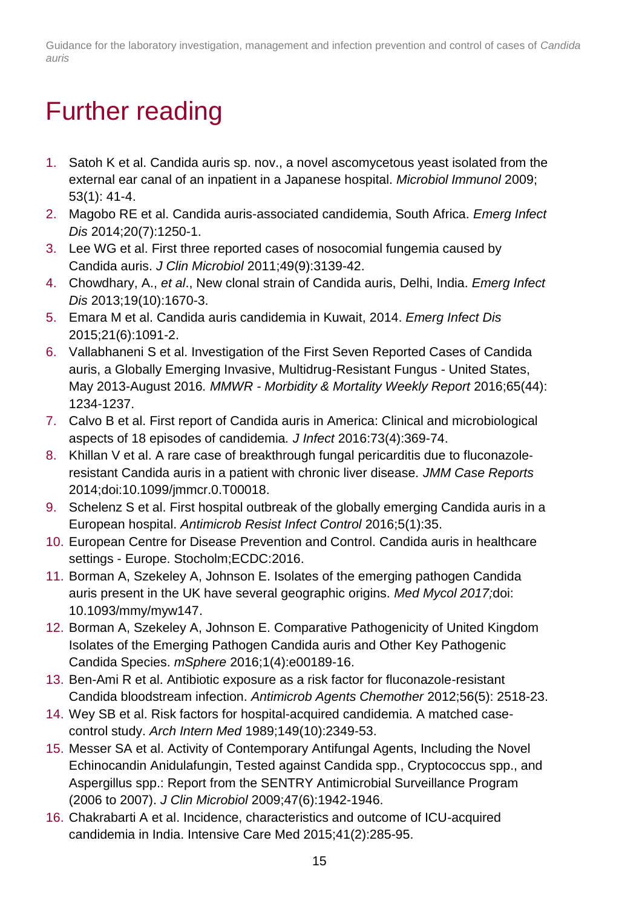# Further reading

1. Satoh K et al. Candida auris sp. nov., a novel ascomycetous yeast isolated from the external ear canal of an inpatient in a Japanese hospital. *Microbiol Immunol* 2009; 53(1): 41-4.
2. Magobo RE et al. Candida auris-associated candidemia, South Africa. *Emerg Infect Dis* 2014;20(7):1250-1.
3. Lee WG et al. First three reported cases of nosocomial fungemia caused by Candida auris. *J Clin Microbiol* 2011;49(9):3139-42.
4. Chowdhary, A., *et al*., New clonal strain of Candida auris, Delhi, India. *Emerg Infect Dis* 2013;19(10):1670-3.
5. Emara M et al. Candida auris candidemia in Kuwait, 2014. *Emerg Infect Dis* 2015;21(6):1091-2.
6. Vallabhaneni S et al. Investigation of the First Seven Reported Cases of Candida auris, a Globally Emerging Invasive, Multidrug-Resistant Fungus - United States, May 2013-August 2016. *MMWR - Morbidity & Mortality Weekly Report* 2016;65(44): 1234-1237.
7. Calvo B et al. First report of Candida auris in America: Clinical and microbiological aspects of 18 episodes of candidemia. *J Infect* 2016:73(4):369-74.
8. Khillan V et al. A rare case of breakthrough fungal pericarditis due to fluconazole-resistant Candida auris in a patient with chronic liver disease. *JMM Case Reports* 2014;doi:10.1099/jmmcr.0.T00018.
9. Schelenz S et al. First hospital outbreak of the globally emerging Candida auris in a European hospital. *Antimicrob Resist Infect Control* 2016;5(1):35.
10. European Centre for Disease Prevention and Control. Candida auris in healthcare settings - Europe. Stocholm;ECDC:2016.
11. Borman A, Szekeley A, Johnson E. Isolates of the emerging pathogen Candida auris present in the UK have several geographic origins. *Med Mycol 2017;*doi: 10.1093/mmy/myw147.
12. Borman A, Szekeley A, Johnson E. Comparative Pathogenicity of United Kingdom Isolates of the Emerging Pathogen Candida auris and Other Key Pathogenic Candida Species. *mSphere* 2016;1(4):e00189-16.
13. Ben-Ami R et al. Antibiotic exposure as a risk factor for fluconazole-resistant Candida bloodstream infection. *Antimicrob Agents Chemother* 2012;56(5): 2518-23.
14. Wey SB et al. Risk factors for hospital-acquired candidemia. A matched case-control study. *Arch Intern Med* 1989;149(10):2349-53.
15. Messer SA et al. Activity of Contemporary Antifungal Agents, Including the Novel Echinocandin Anidulafungin, Tested against Candida spp., Cryptococcus spp., and Aspergillus spp.: Report from the SENTRY Antimicrobial Surveillance Program (2006 to 2007). *J Clin Microbiol* 2009;47(6):1942-1946.
16. Chakrabarti A et al. Incidence, characteristics and outcome of ICU-acquired candidemia in India. Intensive Care Med 2015;41(2):285-95.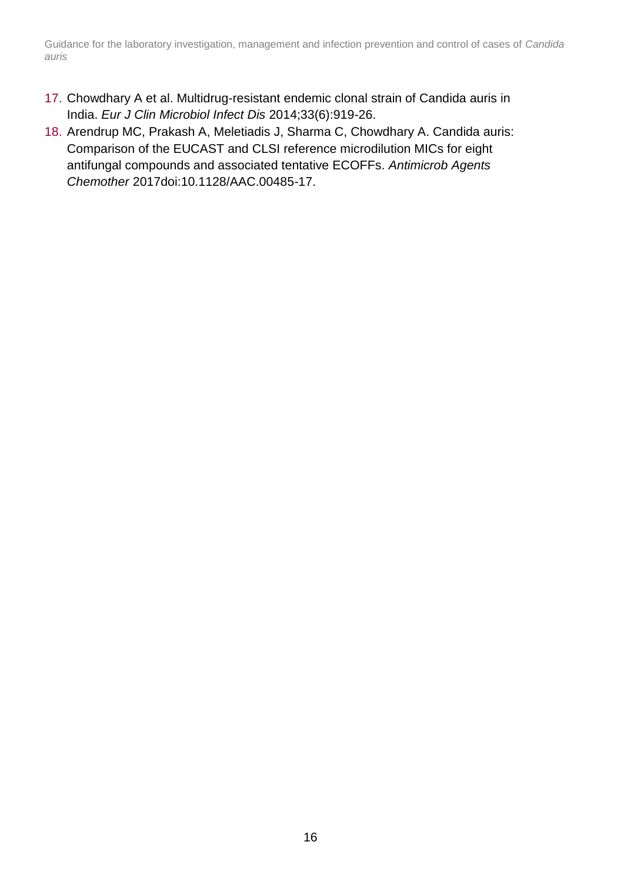17. Chowdhary A et al. Multidrug-resistant endemic clonal strain of Candida auris in India. *Eur J Clin Microbiol Infect Dis* 2014;33(6):919-26.
18. Arendrup MC, Prakash A, Meletiadis J, Sharma C, Chowdhary A. Candida auris: Comparison of the EUCAST and CLSI reference microdilution MICs for eight antifungal compounds and associated tentative ECOFFs. *Antimicrob Agents Chemother* 2017doi:10.1128/AAC.00485-17.